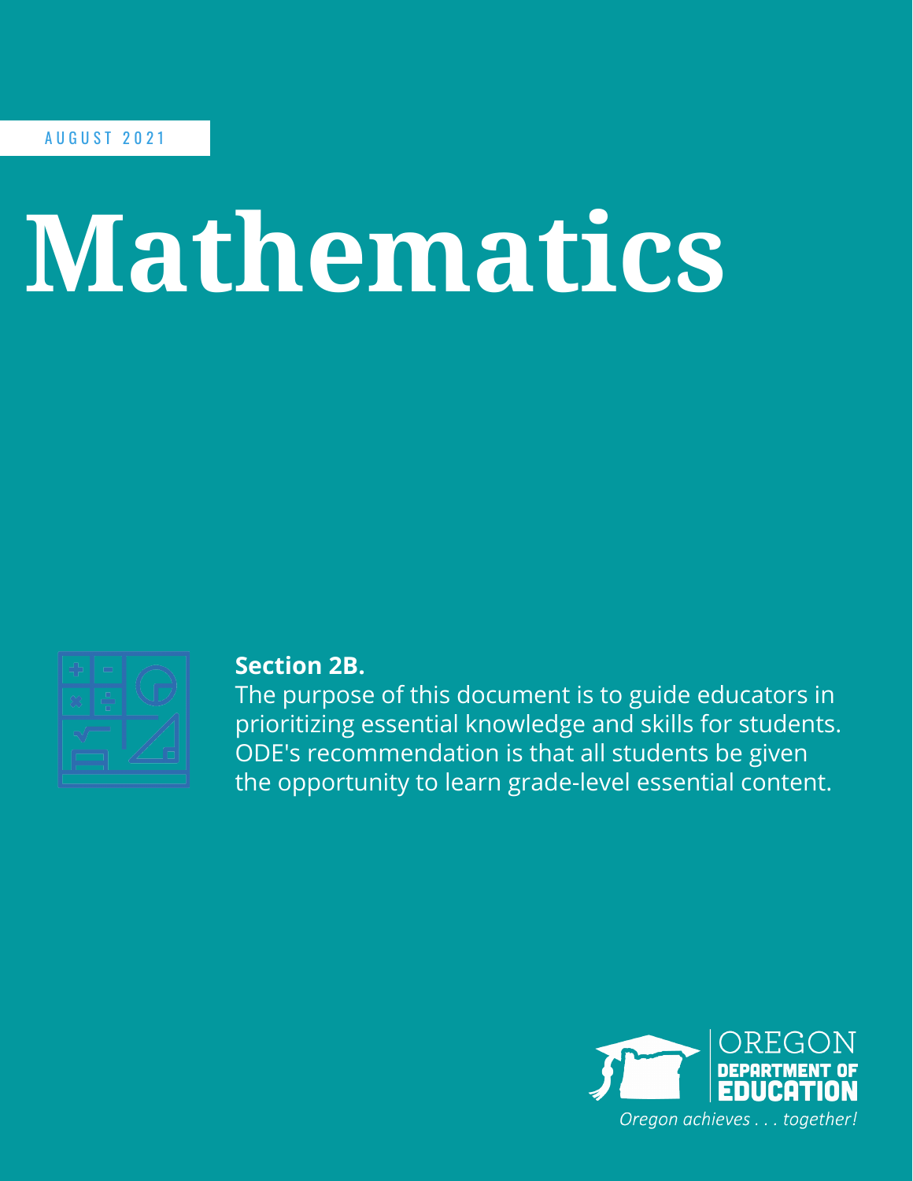AUGUST 2021

# Mathematics

**Section 2B.**
The purpose of this document is to guide educators in prioritizing essential knowledge and skills for students. ODE's recommendation is that all students be given the opportunity to learn grade-level essential content.

OREGON DEPARTMENT OF EDUCATION

*Oregon achieves . . . together!*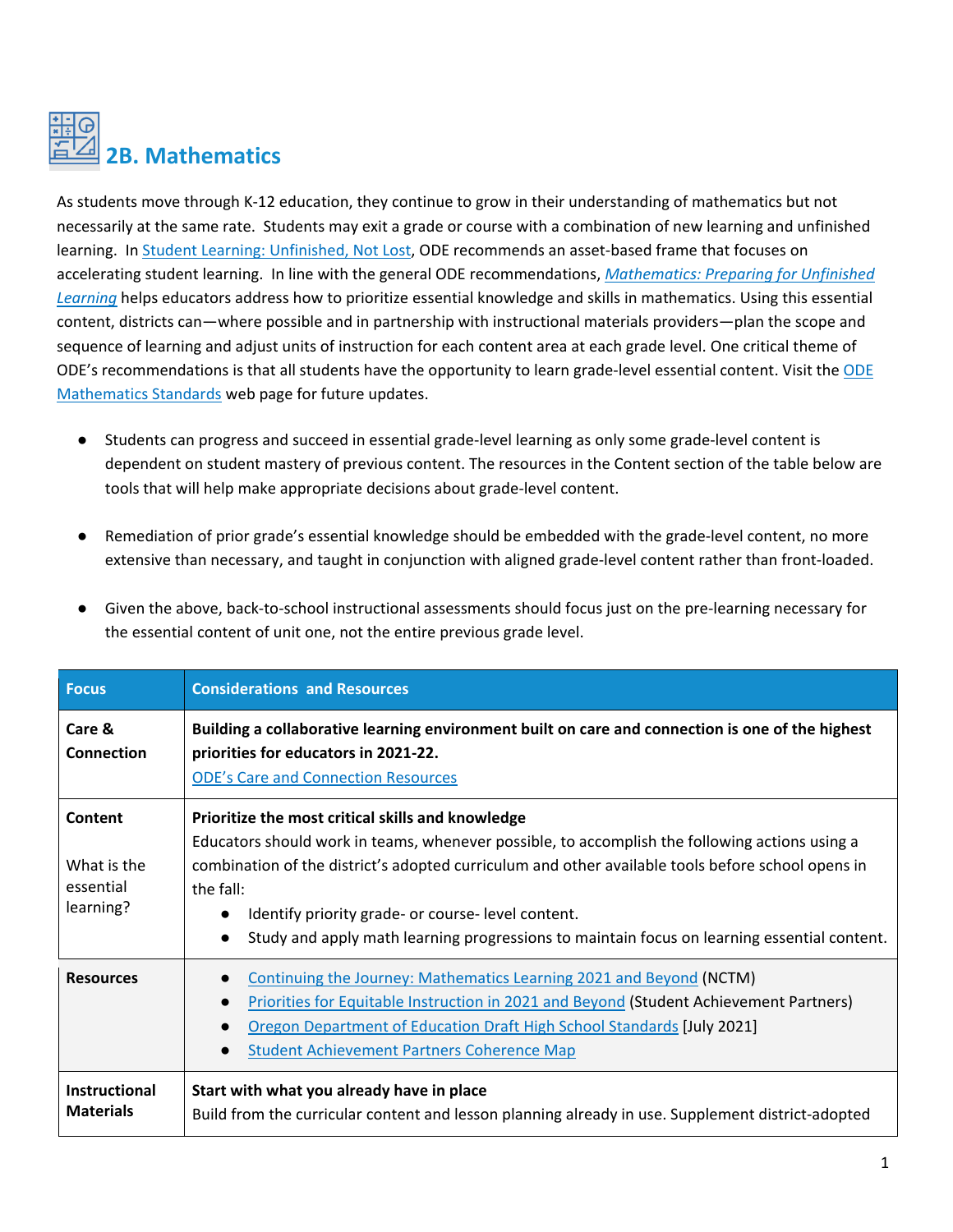## 2B. Mathematics

As students move through K-12 education, they continue to grow in their understanding of mathematics but not necessarily at the same rate. Students may exit a grade or course with a combination of new learning and unfinished learning. In Student Learning: Unfinished, Not Lost, ODE recommends an asset-based frame that focuses on accelerating student learning. In line with the general ODE recommendations, *Mathematics: Preparing for Unfinished Learning* helps educators address how to prioritize essential knowledge and skills in mathematics. Using this essential content, districts can—where possible and in partnership with instructional materials providers—plan the scope and sequence of learning and adjust units of instruction for each content area at each grade level. One critical theme of ODE's recommendations is that all students have the opportunity to learn grade-level essential content. Visit the ODE Mathematics Standards web page for future updates.

- Students can progress and succeed in essential grade-level learning as only some grade-level content is dependent on student mastery of previous content. The resources in the Content section of the table below are tools that will help make appropriate decisions about grade-level content.
- Remediation of prior grade's essential knowledge should be embedded with the grade-level content, no more extensive than necessary, and taught in conjunction with aligned grade-level content rather than front-loaded.
- Given the above, back-to-school instructional assessments should focus just on the pre-learning necessary for the essential content of unit one, not the entire previous grade level.

| Focus | Considerations and Resources |
|---|---|
| **Care & Connection** | **Building a collaborative learning environment built on care and connection is one of the highest priorities for educators in 2021-22.**<br>ODE's Care and Connection Resources |
| **Content**<br><br>What is the essential learning? | **Prioritize the most critical skills and knowledge**<br>Educators should work in teams, whenever possible, to accomplish the following actions using a combination of the district's adopted curriculum and other available tools before school opens in the fall:<br>• Identify priority grade- or course- level content.<br>• Study and apply math learning progressions to maintain focus on learning essential content. |
| **Resources** | • Continuing the Journey: Mathematics Learning 2021 and Beyond (NCTM)<br>• Priorities for Equitable Instruction in 2021 and Beyond (Student Achievement Partners)<br>• Oregon Department of Education Draft High School Standards [July 2021]<br>• Student Achievement Partners Coherence Map |
| **Instructional Materials** | **Start with what you already have in place**<br>Build from the curricular content and lesson planning already in use. Supplement district-adopted |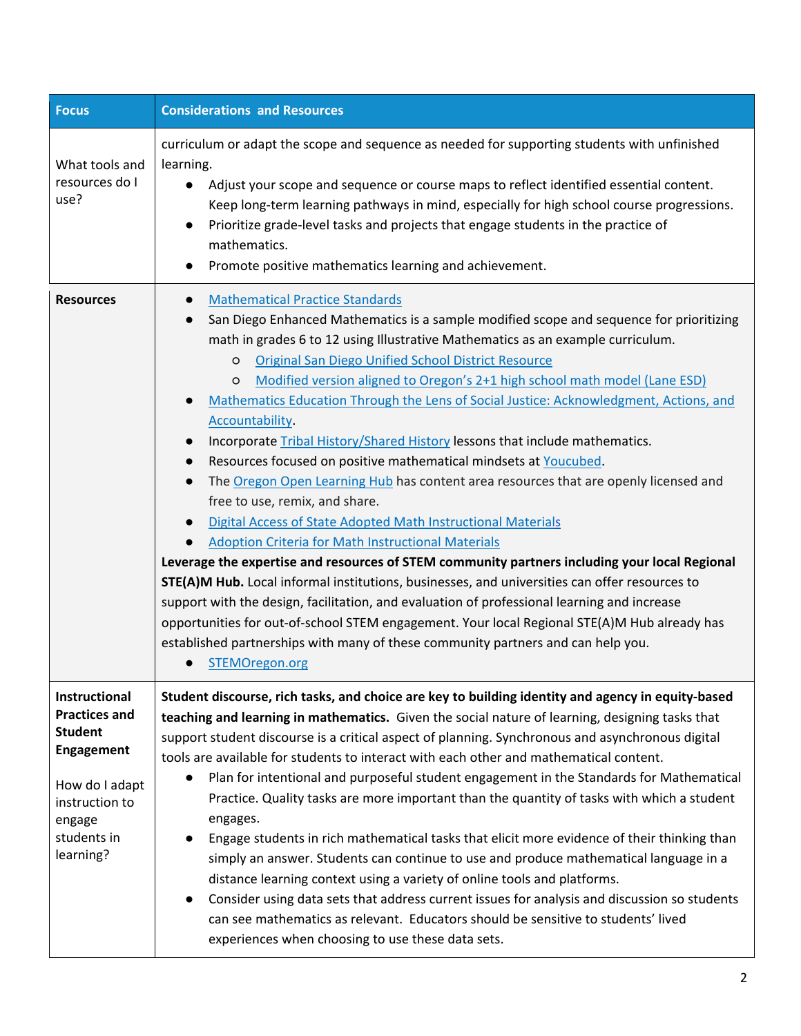| Focus | Considerations and Resources |
|---|---|
| What tools and resources do I use? | curriculum or adapt the scope and sequence as needed for supporting students with unfinished learning.<br>● Adjust your scope and sequence or course maps to reflect identified essential content. Keep long-term learning pathways in mind, especially for high school course progressions.<br>● Prioritize grade-level tasks and projects that engage students in the practice of mathematics.<br>● Promote positive mathematics learning and achievement. |
| **Resources** | ● Mathematical Practice Standards<br>● San Diego Enhanced Mathematics is a sample modified scope and sequence for prioritizing math in grades 6 to 12 using Illustrative Mathematics as an example curriculum.<br>○ Original San Diego Unified School District Resource<br>○ Modified version aligned to Oregon's 2+1 high school math model (Lane ESD)<br>● Mathematics Education Through the Lens of Social Justice: Acknowledgment, Actions, and Accountability.<br>● Incorporate Tribal History/Shared History lessons that include mathematics.<br>● Resources focused on positive mathematical mindsets at Youcubed.<br>● The Oregon Open Learning Hub has content area resources that are openly licensed and free to use, remix, and share.<br>● Digital Access of State Adopted Math Instructional Materials<br>● Adoption Criteria for Math Instructional Materials<br>**Leverage the expertise and resources of STEM community partners including your local Regional STE(A)M Hub.** Local informal institutions, businesses, and universities can offer resources to support with the design, facilitation, and evaluation of professional learning and increase opportunities for out-of-school STEM engagement. Your local Regional STE(A)M Hub already has established partnerships with many of these community partners and can help you.<br>● STEMOregon.org |
| **Instructional Practices and Student Engagement**<br><br>How do I adapt instruction to engage students in learning? | **Student discourse, rich tasks, and choice are key to building identity and agency in equity-based teaching and learning in mathematics.** Given the social nature of learning, designing tasks that support student discourse is a critical aspect of planning. Synchronous and asynchronous digital tools are available for students to interact with each other and mathematical content.<br>● Plan for intentional and purposeful student engagement in the Standards for Mathematical Practice. Quality tasks are more important than the quantity of tasks with which a student engages.<br>● Engage students in rich mathematical tasks that elicit more evidence of their thinking than simply an answer. Students can continue to use and produce mathematical language in a distance learning context using a variety of online tools and platforms.<br>● Consider using data sets that address current issues for analysis and discussion so students can see mathematics as relevant. Educators should be sensitive to students' lived experiences when choosing to use these data sets. |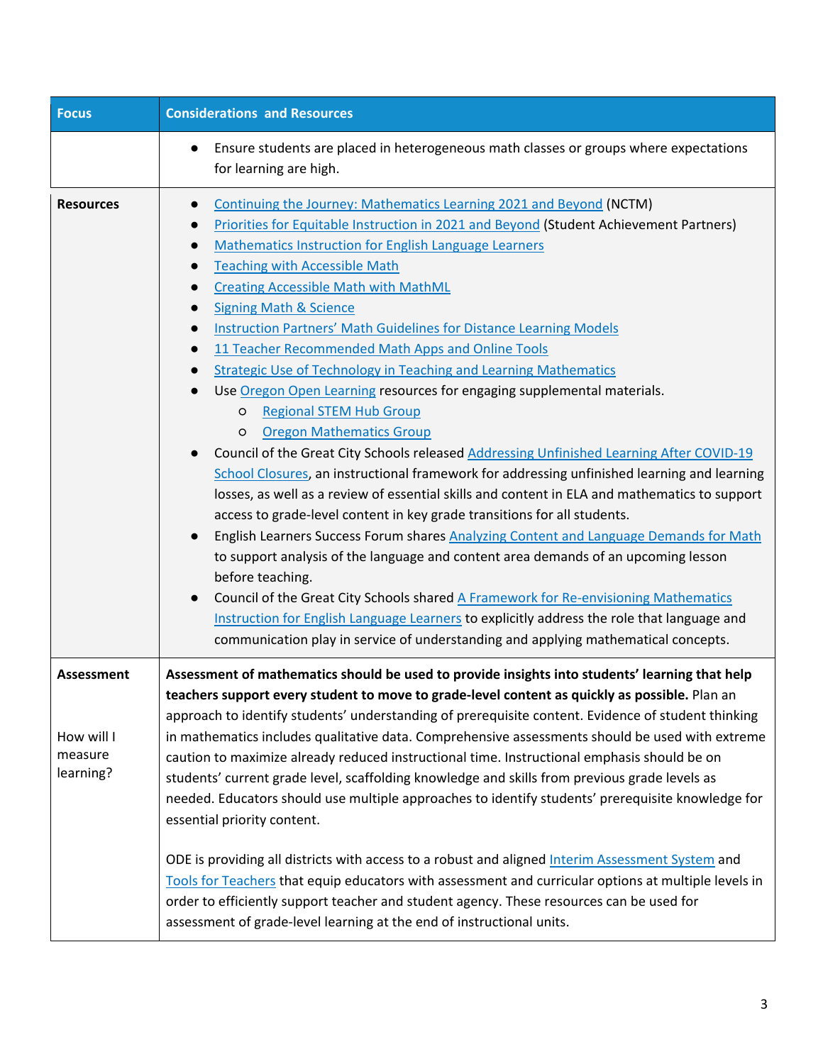| Focus | Considerations and Resources |
|---|---|
| | ● Ensure students are placed in heterogeneous math classes or groups where expectations for learning are high. |
| **Resources** | ● Continuing the Journey: Mathematics Learning 2021 and Beyond (NCTM)<br>● Priorities for Equitable Instruction in 2021 and Beyond (Student Achievement Partners)<br>● Mathematics Instruction for English Language Learners<br>● Teaching with Accessible Math<br>● Creating Accessible Math with MathML<br>● Signing Math & Science<br>● Instruction Partners' Math Guidelines for Distance Learning Models<br>● 11 Teacher Recommended Math Apps and Online Tools<br>● Strategic Use of Technology in Teaching and Learning Mathematics<br>● Use Oregon Open Learning resources for engaging supplemental materials.<br>&nbsp;&nbsp;&nbsp;&nbsp;○ Regional STEM Hub Group<br>&nbsp;&nbsp;&nbsp;&nbsp;○ Oregon Mathematics Group<br>● Council of the Great City Schools released Addressing Unfinished Learning After COVID-19 School Closures, an instructional framework for addressing unfinished learning and learning losses, as well as a review of essential skills and content in ELA and mathematics to support access to grade-level content in key grade transitions for all students.<br>● English Learners Success Forum shares Analyzing Content and Language Demands for Math to support analysis of the language and content area demands of an upcoming lesson before teaching.<br>● Council of the Great City Schools shared A Framework for Re-envisioning Mathematics Instruction for English Language Learners to explicitly address the role that language and communication play in service of understanding and applying mathematical concepts. |
| **Assessment**<br><br>How will I measure learning? | **Assessment of mathematics should be used to provide insights into students' learning that help teachers support every student to move to grade-level content as quickly as possible.** Plan an approach to identify students' understanding of prerequisite content. Evidence of student thinking in mathematics includes qualitative data. Comprehensive assessments should be used with extreme caution to maximize already reduced instructional time. Instructional emphasis should be on students' current grade level, scaffolding knowledge and skills from previous grade levels as needed. Educators should use multiple approaches to identify students' prerequisite knowledge for essential priority content.<br><br>ODE is providing all districts with access to a robust and aligned Interim Assessment System and Tools for Teachers that equip educators with assessment and curricular options at multiple levels in order to efficiently support teacher and student agency. These resources can be used for assessment of grade-level learning at the end of instructional units. |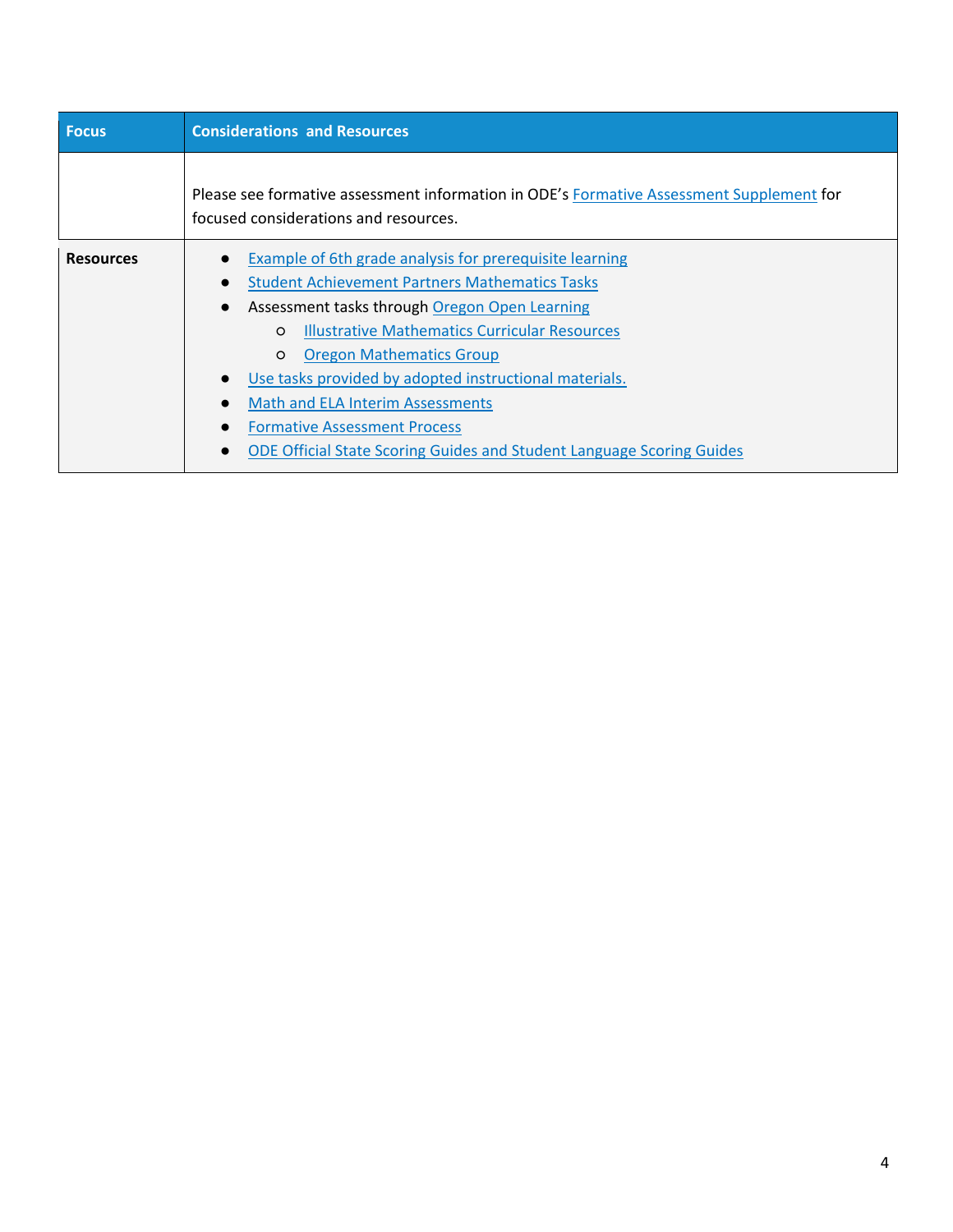| Focus | Considerations and Resources |
|---|---|
| | Please see formative assessment information in ODE's Formative Assessment Supplement for focused considerations and resources. |
| **Resources** | • Example of 6th grade analysis for prerequisite learning<br>• Student Achievement Partners Mathematics Tasks<br>• Assessment tasks through Oregon Open Learning<br>&nbsp;&nbsp;&nbsp;&nbsp;○ Illustrative Mathematics Curricular Resources<br>&nbsp;&nbsp;&nbsp;&nbsp;○ Oregon Mathematics Group<br>• Use tasks provided by adopted instructional materials.<br>• Math and ELA Interim Assessments<br>• Formative Assessment Process<br>• ODE Official State Scoring Guides and Student Language Scoring Guides |